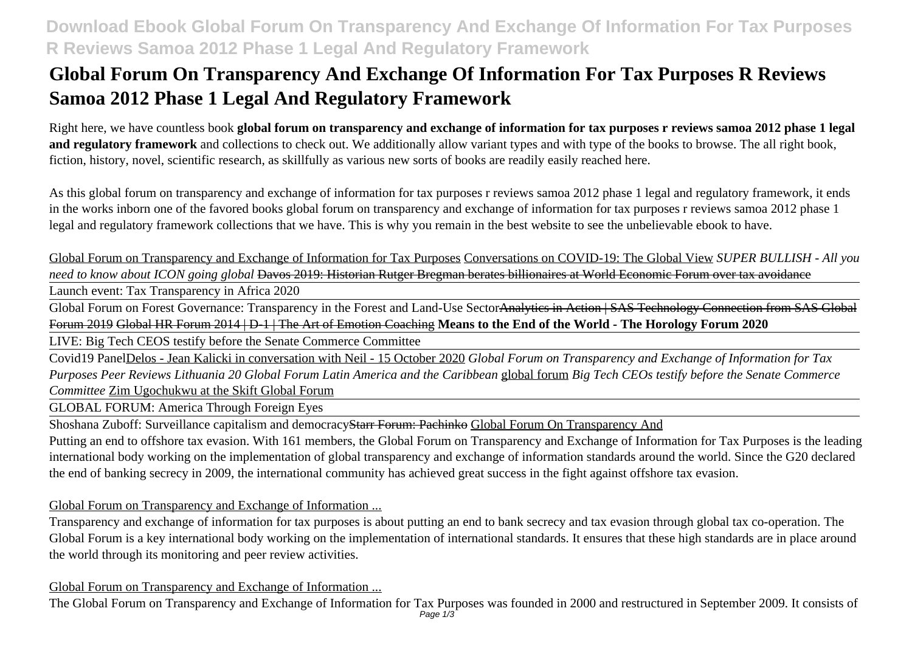# Global Forum On Transparency And Exchange Of Information For Tax Purposes R Reviews Samoa 2012 Phase 1 Legal And Regulatory Framework

Right here, we have countless book **global forum on transparency and exchange of information for tax purposes r reviews samoa 2012 phase 1 legal and regulatory framework** and collections to check out. We additionally allow variant types and with type of the books to browse. The all right book, fiction, history, novel, scientific research, as skillfully as various new sorts of books are readily easily reached here.

As this global forum on transparency and exchange of information for tax purposes r reviews samoa 2012 phase 1 legal and regulatory framework, it ends in the works inborn one of the favored books global forum on transparency and exchange of information for tax purposes r reviews samoa 2012 phase 1 legal and regulatory framework collections that we have. This is why you remain in the best website to see the unbelievable ebook to have.

Global Forum on Transparency and Exchange of Information for Tax Purposes Conversations on COVID-19: The Global View *SUPER BULLISH - All you need to know about ICON going global* ~~Davos 2019: Historian Rutger Bregman berates billionaires at World Economic Forum over tax avoidance~~

Launch event: Tax Transparency in Africa 2020

Global Forum on Forest Governance: Transparency in the Forest and Land-Use Sector~~Analytics in Action | SAS Technology Connection from SAS Global Forum 2019~~ ~~Global HR Forum 2014 | D-1 | The Art of Emotion Coaching~~ **Means to the End of the World - The Horology Forum 2020**

LIVE: Big Tech CEOS testify before the Senate Commerce Committee

Covid19 PanelDelos - Jean Kalicki in conversation with Neil - 15 October 2020 *Global Forum on Transparency and Exchange of Information for Tax Purposes Peer Reviews Lithuania 20 Global Forum Latin America and the Caribbean* global forum *Big Tech CEOs testify before the Senate Commerce Committee* Zim Ugochukwu at the Skift Global Forum

GLOBAL FORUM: America Through Foreign Eyes

Shoshana Zuboff: Surveillance capitalism and democracy~~Starr Forum: Pachinko~~ Global Forum On Transparency And

Putting an end to offshore tax evasion. With 161 members, the Global Forum on Transparency and Exchange of Information for Tax Purposes is the leading international body working on the implementation of global transparency and exchange of information standards around the world. Since the G20 declared the end of banking secrecy in 2009, the international community has achieved great success in the fight against offshore tax evasion.

Global Forum on Transparency and Exchange of Information ...

Transparency and exchange of information for tax purposes is about putting an end to bank secrecy and tax evasion through global tax co-operation. The Global Forum is a key international body working on the implementation of international standards. It ensures that these high standards are in place around the world through its monitoring and peer review activities.

Global Forum on Transparency and Exchange of Information ...

The Global Forum on Transparency and Exchange of Information for Tax Purposes was founded in 2000 and restructured in September 2009. It consists of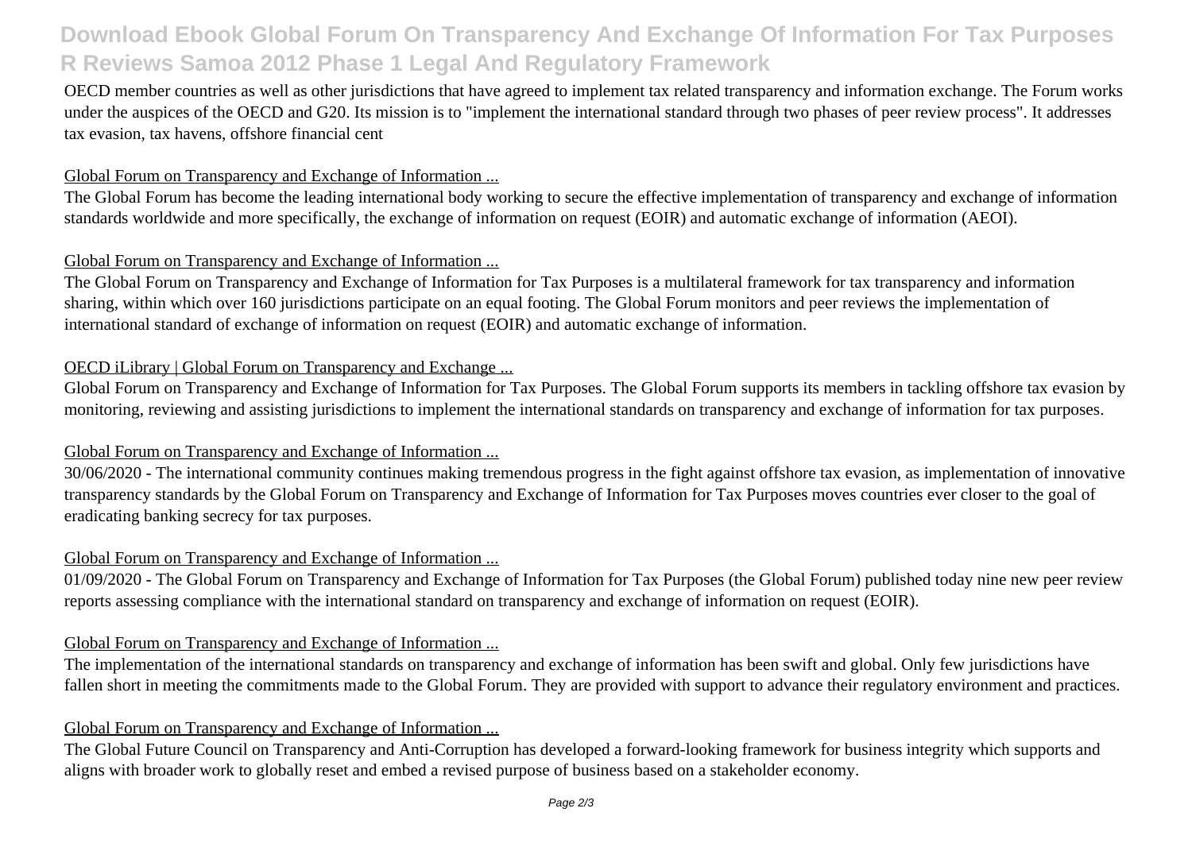OECD member countries as well as other jurisdictions that have agreed to implement tax related transparency and information exchange. The Forum works under the auspices of the OECD and G20. Its mission is to "implement the international standard through two phases of peer review process". It addresses tax evasion, tax havens, offshore financial cent

Global Forum on Transparency and Exchange of Information ...

The Global Forum has become the leading international body working to secure the effective implementation of transparency and exchange of information standards worldwide and more specifically, the exchange of information on request (EOIR) and automatic exchange of information (AEOI).

Global Forum on Transparency and Exchange of Information ...

The Global Forum on Transparency and Exchange of Information for Tax Purposes is a multilateral framework for tax transparency and information sharing, within which over 160 jurisdictions participate on an equal footing. The Global Forum monitors and peer reviews the implementation of international standard of exchange of information on request (EOIR) and automatic exchange of information.

OECD iLibrary | Global Forum on Transparency and Exchange ...

Global Forum on Transparency and Exchange of Information for Tax Purposes. The Global Forum supports its members in tackling offshore tax evasion by monitoring, reviewing and assisting jurisdictions to implement the international standards on transparency and exchange of information for tax purposes.

Global Forum on Transparency and Exchange of Information ...

30/06/2020 - The international community continues making tremendous progress in the fight against offshore tax evasion, as implementation of innovative transparency standards by the Global Forum on Transparency and Exchange of Information for Tax Purposes moves countries ever closer to the goal of eradicating banking secrecy for tax purposes.

Global Forum on Transparency and Exchange of Information ...

01/09/2020 - The Global Forum on Transparency and Exchange of Information for Tax Purposes (the Global Forum) published today nine new peer review reports assessing compliance with the international standard on transparency and exchange of information on request (EOIR).

Global Forum on Transparency and Exchange of Information ...

The implementation of the international standards on transparency and exchange of information has been swift and global. Only few jurisdictions have fallen short in meeting the commitments made to the Global Forum. They are provided with support to advance their regulatory environment and practices.

Global Forum on Transparency and Exchange of Information ...

The Global Future Council on Transparency and Anti-Corruption has developed a forward-looking framework for business integrity which supports and aligns with broader work to globally reset and embed a revised purpose of business based on a stakeholder economy.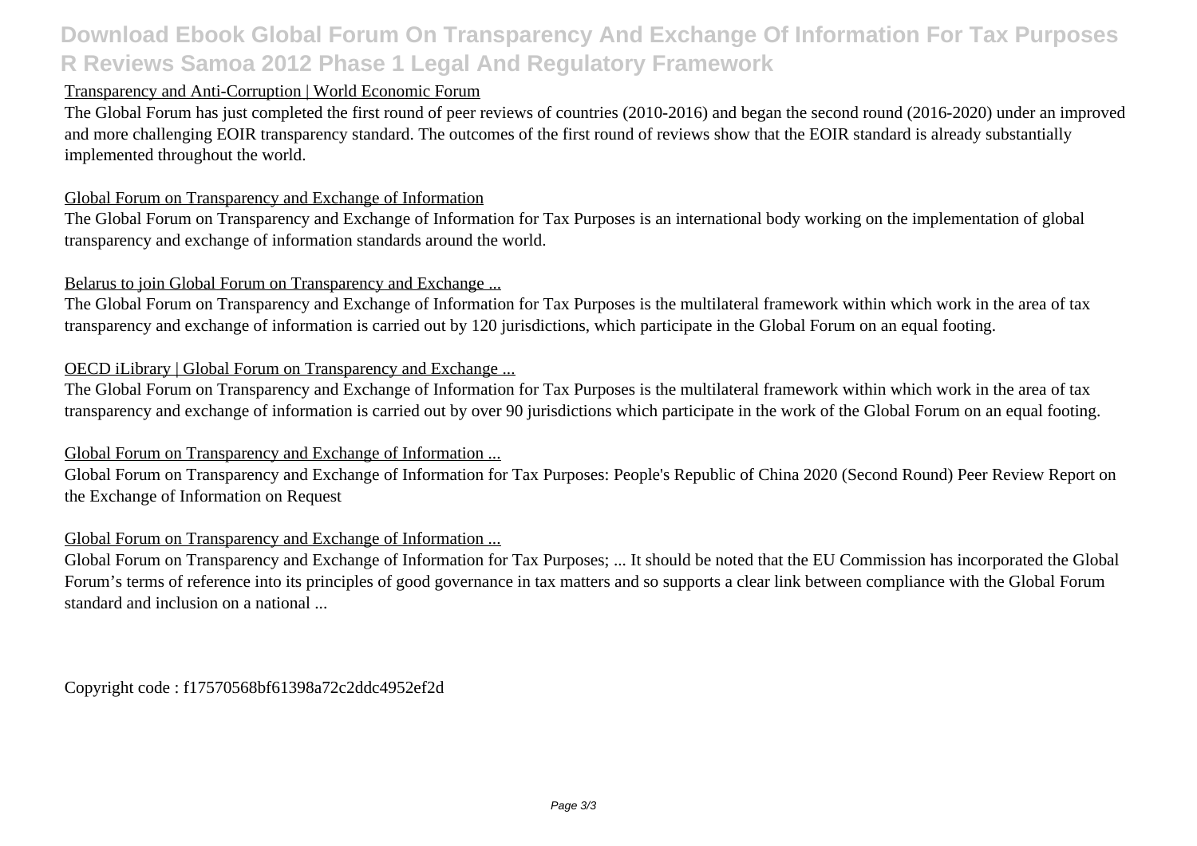Transparency and Anti-Corruption | World Economic Forum

The Global Forum has just completed the first round of peer reviews of countries (2010-2016) and began the second round (2016-2020) under an improved and more challenging EOIR transparency standard. The outcomes of the first round of reviews show that the EOIR standard is already substantially implemented throughout the world.

Global Forum on Transparency and Exchange of Information

The Global Forum on Transparency and Exchange of Information for Tax Purposes is an international body working on the implementation of global transparency and exchange of information standards around the world.

Belarus to join Global Forum on Transparency and Exchange ...

The Global Forum on Transparency and Exchange of Information for Tax Purposes is the multilateral framework within which work in the area of tax transparency and exchange of information is carried out by 120 jurisdictions, which participate in the Global Forum on an equal footing.

OECD iLibrary | Global Forum on Transparency and Exchange ...

The Global Forum on Transparency and Exchange of Information for Tax Purposes is the multilateral framework within which work in the area of tax transparency and exchange of information is carried out by over 90 jurisdictions which participate in the work of the Global Forum on an equal footing.

Global Forum on Transparency and Exchange of Information ...

Global Forum on Transparency and Exchange of Information for Tax Purposes: People's Republic of China 2020 (Second Round) Peer Review Report on the Exchange of Information on Request

Global Forum on Transparency and Exchange of Information ...

Global Forum on Transparency and Exchange of Information for Tax Purposes; ... It should be noted that the EU Commission has incorporated the Global Forum's terms of reference into its principles of good governance in tax matters and so supports a clear link between compliance with the Global Forum standard and inclusion on a national ...

Copyright code : f17570568bf61398a72c2ddc4952ef2d